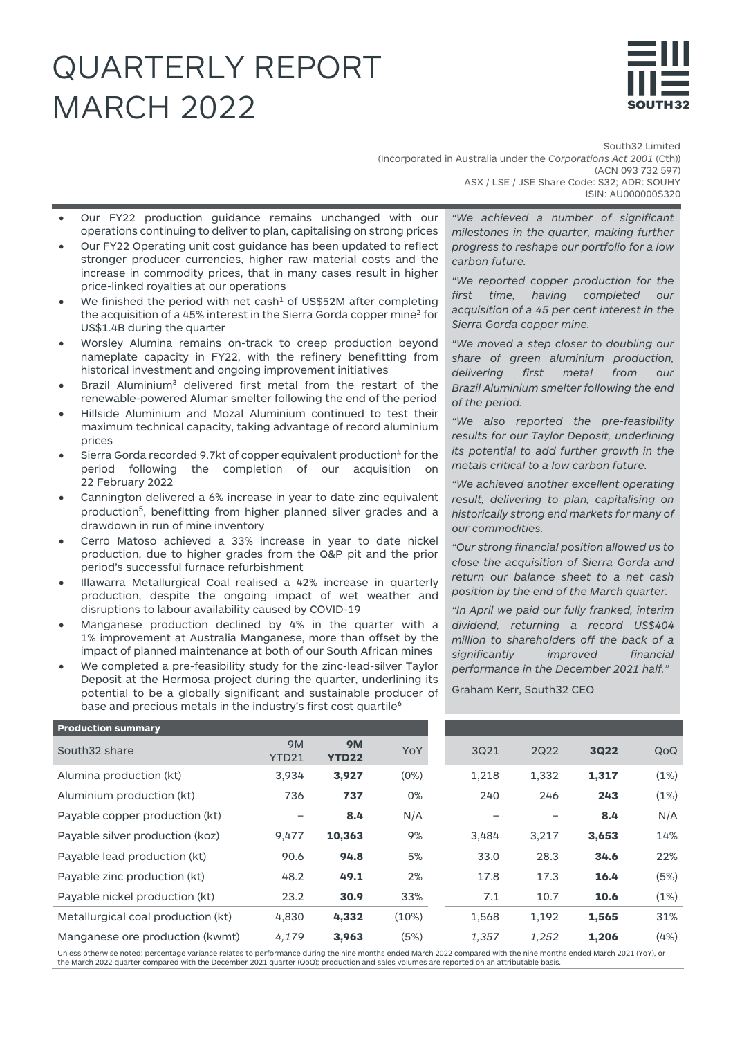# QUARTERLY REPORT MARCH 2022

South32 Limited
(Incorporated in Australia under the *Corporations Act 2001* (Cth))
(ACN 093 732 597)
ASX / LSE / JSE Share Code: S32; ADR: SOUHY
ISIN: AU000000S320

- Our FY22 production guidance remains unchanged with our operations continuing to deliver to plan, capitalising on strong prices
- Our FY22 Operating unit cost guidance has been updated to reflect stronger producer currencies, higher raw material costs and the increase in commodity prices, that in many cases result in higher price-linked royalties at our operations
- We finished the period with net cash[1] of US$52M after completing the acquisition of a 45% interest in the Sierra Gorda copper mine[2] for US$1.4B during the quarter
- Worsley Alumina remains on-track to creep production beyond nameplate capacity in FY22, with the refinery benefitting from historical investment and ongoing improvement initiatives
- Brazil Aluminium[3] delivered first metal from the restart of the renewable-powered Alumar smelter following the end of the period
- Hillside Aluminium and Mozal Aluminium continued to test their maximum technical capacity, taking advantage of record aluminium prices
- Sierra Gorda recorded 9.7kt of copper equivalent production[4] for the period following the completion of our acquisition on 22 February 2022
- Cannington delivered a 6% increase in year to date zinc equivalent production[5], benefitting from higher planned silver grades and a drawdown in run of mine inventory
- Cerro Matoso achieved a 33% increase in year to date nickel production, due to higher grades from the Q&P pit and the prior period's successful furnace refurbishment
- Illawarra Metallurgical Coal realised a 42% increase in quarterly production, despite the ongoing impact of wet weather and disruptions to labour availability caused by COVID-19
- Manganese production declined by 4% in the quarter with a 1% improvement at Australia Manganese, more than offset by the impact of planned maintenance at both of our South African mines
- We completed a pre-feasibility study for the zinc-lead-silver Taylor Deposit at the Hermosa project during the quarter, underlining its potential to be a globally significant and sustainable producer of base and precious metals in the industry's first cost quartile[6]

*"We achieved a number of significant milestones in the quarter, making further progress to reshape our portfolio for a low carbon future.*

*"We reported copper production for the first time, having completed our acquisition of a 45 per cent interest in the Sierra Gorda copper mine.*

*"We moved a step closer to doubling our share of green aluminium production, delivering first metal from our Brazil Aluminium smelter following the end of the period.*

*"We also reported the pre-feasibility results for our Taylor Deposit, underlining its potential to add further growth in the metals critical to a low carbon future.*

*"We achieved another excellent operating result, delivering to plan, capitalising on historically strong end markets for many of our commodities.*

*"Our strong financial position allowed us to close the acquisition of Sierra Gorda and return our balance sheet to a net cash position by the end of the March quarter.*

*"In April we paid our fully franked, interim dividend, returning a record US$404 million to shareholders off the back of a significantly improved financial performance in the December 2021 half."*

Graham Kerr, South32 CEO

**Production summary**

| South32 share | 9M YTD21 | **9M YTD22** | YoY | 3Q21 | 2Q22 | **3Q22** | QoQ |
|---|---|---|---|---|---|---|---|
| Alumina production (kt) | 3,934 | **3,927** | (0%) | 1,218 | 1,332 | **1,317** | (1%) |
| Aluminium production (kt) | 736 | **737** | 0% | 240 | 246 | **243** | (1%) |
| Payable copper production (kt) | – | **8.4** | N/A | – | – | **8.4** | N/A |
| Payable silver production (koz) | 9,477 | **10,363** | 9% | 3,484 | 3,217 | **3,653** | 14% |
| Payable lead production (kt) | 90.6 | **94.8** | 5% | 33.0 | 28.3 | **34.6** | 22% |
| Payable zinc production (kt) | 48.2 | **49.1** | 2% | 17.8 | 17.3 | **16.4** | (5%) |
| Payable nickel production (kt) | 23.2 | **30.9** | 33% | 7.1 | 10.7 | **10.6** | (1%) |
| Metallurgical coal production (kt) | 4,830 | **4,332** | (10%) | 1,568 | 1,192 | **1,565** | 31% |
| Manganese ore production (kwmt) | *4,179* | **3,963** | (5%) | *1,357* | *1,252* | **1,206** | (4%) |

Unless otherwise noted: percentage variance relates to performance during the nine months ended March 2022 compared with the nine months ended March 2021 (YoY), or the March 2022 quarter compared with the December 2021 quarter (QoQ); production and sales volumes are reported on an attributable basis.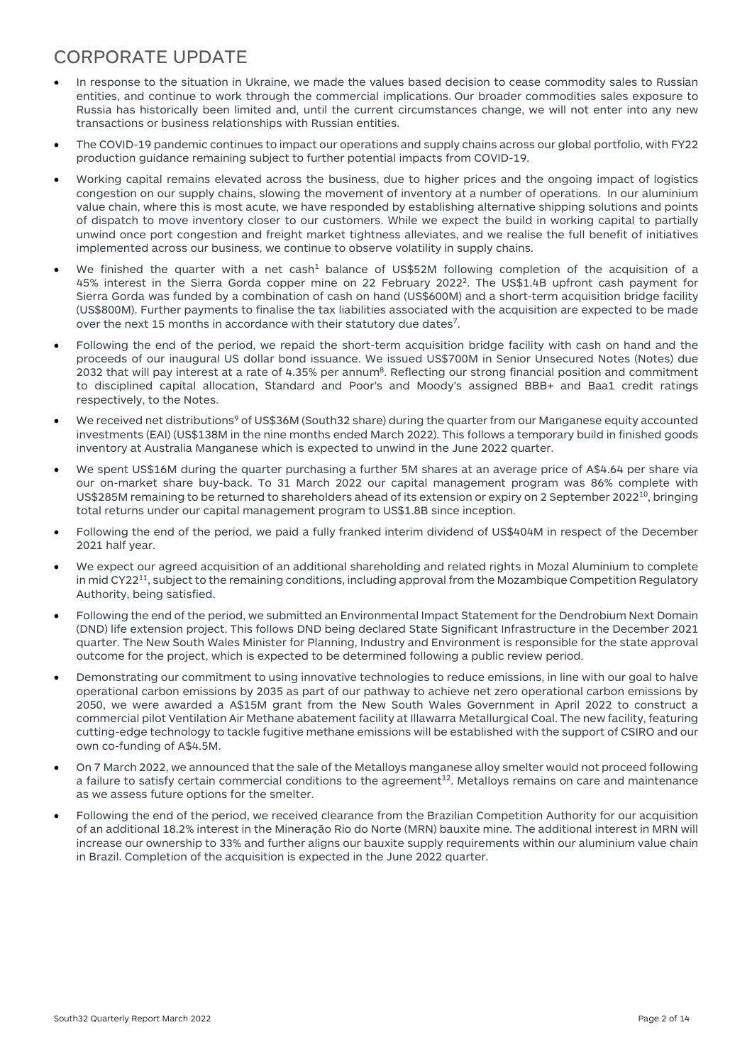# CORPORATE UPDATE

- In response to the situation in Ukraine, we made the values based decision to cease commodity sales to Russian entities, and continue to work through the commercial implications. Our broader commodities sales exposure to Russia has historically been limited and, until the current circumstances change, we will not enter into any new transactions or business relationships with Russian entities.
- The COVID-19 pandemic continues to impact our operations and supply chains across our global portfolio, with FY22 production guidance remaining subject to further potential impacts from COVID-19.
- Working capital remains elevated across the business, due to higher prices and the ongoing impact of logistics congestion on our supply chains, slowing the movement of inventory at a number of operations. In our aluminium value chain, where this is most acute, we have responded by establishing alternative shipping solutions and points of dispatch to move inventory closer to our customers. While we expect the build in working capital to partially unwind once port congestion and freight market tightness alleviates, and we realise the full benefit of initiatives implemented across our business, we continue to observe volatility in supply chains.
- We finished the quarter with a net cash[1] balance of US$52M following completion of the acquisition of a 45% interest in the Sierra Gorda copper mine on 22 February 2022[2]. The US$1.4B upfront cash payment for Sierra Gorda was funded by a combination of cash on hand (US$600M) and a short-term acquisition bridge facility (US$800M). Further payments to finalise the tax liabilities associated with the acquisition are expected to be made over the next 15 months in accordance with their statutory due dates[7].
- Following the end of the period, we repaid the short-term acquisition bridge facility with cash on hand and the proceeds of our inaugural US dollar bond issuance. We issued US$700M in Senior Unsecured Notes (Notes) due 2032 that will pay interest at a rate of 4.35% per annum[8]. Reflecting our strong financial position and commitment to disciplined capital allocation, Standard and Poor's and Moody's assigned BBB+ and Baa1 credit ratings respectively, to the Notes.
- We received net distributions[9] of US$36M (South32 share) during the quarter from our Manganese equity accounted investments (EAI) (US$138M in the nine months ended March 2022). This follows a temporary build in finished goods inventory at Australia Manganese which is expected to unwind in the June 2022 quarter.
- We spent US$16M during the quarter purchasing a further 5M shares at an average price of A$4.64 per share via our on-market share buy-back. To 31 March 2022 our capital management program was 86% complete with US$285M remaining to be returned to shareholders ahead of its extension or expiry on 2 September 2022[10], bringing total returns under our capital management program to US$1.8B since inception.
- Following the end of the period, we paid a fully franked interim dividend of US$404M in respect of the December 2021 half year.
- We expect our agreed acquisition of an additional shareholding and related rights in Mozal Aluminium to complete in mid CY22[11], subject to the remaining conditions, including approval from the Mozambique Competition Regulatory Authority, being satisfied.
- Following the end of the period, we submitted an Environmental Impact Statement for the Dendrobium Next Domain (DND) life extension project. This follows DND being declared State Significant Infrastructure in the December 2021 quarter. The New South Wales Minister for Planning, Industry and Environment is responsible for the state approval outcome for the project, which is expected to be determined following a public review period.
- Demonstrating our commitment to using innovative technologies to reduce emissions, in line with our goal to halve operational carbon emissions by 2035 as part of our pathway to achieve net zero operational carbon emissions by 2050, we were awarded a A$15M grant from the New South Wales Government in April 2022 to construct a commercial pilot Ventilation Air Methane abatement facility at Illawarra Metallurgical Coal. The new facility, featuring cutting-edge technology to tackle fugitive methane emissions will be established with the support of CSIRO and our own co-funding of A$4.5M.
- On 7 March 2022, we announced that the sale of the Metalloys manganese alloy smelter would not proceed following a failure to satisfy certain commercial conditions to the agreement[12]. Metalloys remains on care and maintenance as we assess future options for the smelter.
- Following the end of the period, we received clearance from the Brazilian Competition Authority for our acquisition of an additional 18.2% interest in the Mineração Rio do Norte (MRN) bauxite mine. The additional interest in MRN will increase our ownership to 33% and further aligns our bauxite supply requirements within our aluminium value chain in Brazil. Completion of the acquisition is expected in the June 2022 quarter.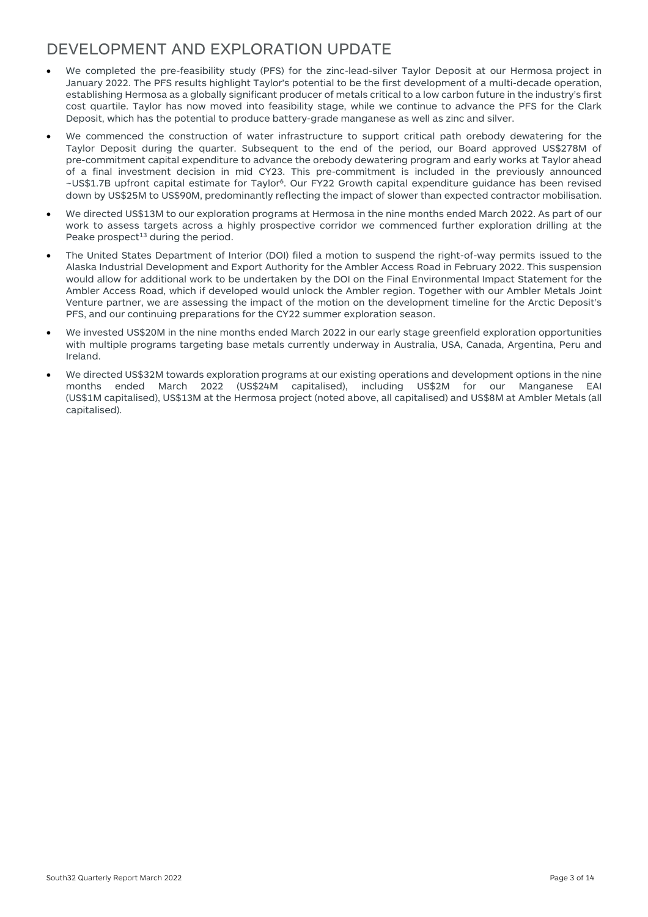## DEVELOPMENT AND EXPLORATION UPDATE

- We completed the pre-feasibility study (PFS) for the zinc-lead-silver Taylor Deposit at our Hermosa project in January 2022. The PFS results highlight Taylor's potential to be the first development of a multi-decade operation, establishing Hermosa as a globally significant producer of metals critical to a low carbon future in the industry's first cost quartile. Taylor has now moved into feasibility stage, while we continue to advance the PFS for the Clark Deposit, which has the potential to produce battery-grade manganese as well as zinc and silver.
- We commenced the construction of water infrastructure to support critical path orebody dewatering for the Taylor Deposit during the quarter. Subsequent to the end of the period, our Board approved US$278M of pre-commitment capital expenditure to advance the orebody dewatering program and early works at Taylor ahead of a final investment decision in mid CY23. This pre-commitment is included in the previously announced ~US$1.7B upfront capital estimate for Taylor[6]. Our FY22 Growth capital expenditure guidance has been revised down by US$25M to US$90M, predominantly reflecting the impact of slower than expected contractor mobilisation.
- We directed US$13M to our exploration programs at Hermosa in the nine months ended March 2022. As part of our work to assess targets across a highly prospective corridor we commenced further exploration drilling at the Peake prospect[13] during the period.
- The United States Department of Interior (DOI) filed a motion to suspend the right-of-way permits issued to the Alaska Industrial Development and Export Authority for the Ambler Access Road in February 2022. This suspension would allow for additional work to be undertaken by the DOI on the Final Environmental Impact Statement for the Ambler Access Road, which if developed would unlock the Ambler region. Together with our Ambler Metals Joint Venture partner, we are assessing the impact of the motion on the development timeline for the Arctic Deposit's PFS, and our continuing preparations for the CY22 summer exploration season.
- We invested US$20M in the nine months ended March 2022 in our early stage greenfield exploration opportunities with multiple programs targeting base metals currently underway in Australia, USA, Canada, Argentina, Peru and Ireland.
- We directed US$32M towards exploration programs at our existing operations and development options in the nine months ended March 2022 (US$24M capitalised), including US$2M for our Manganese EAI (US$1M capitalised), US$13M at the Hermosa project (noted above, all capitalised) and US$8M at Ambler Metals (all capitalised).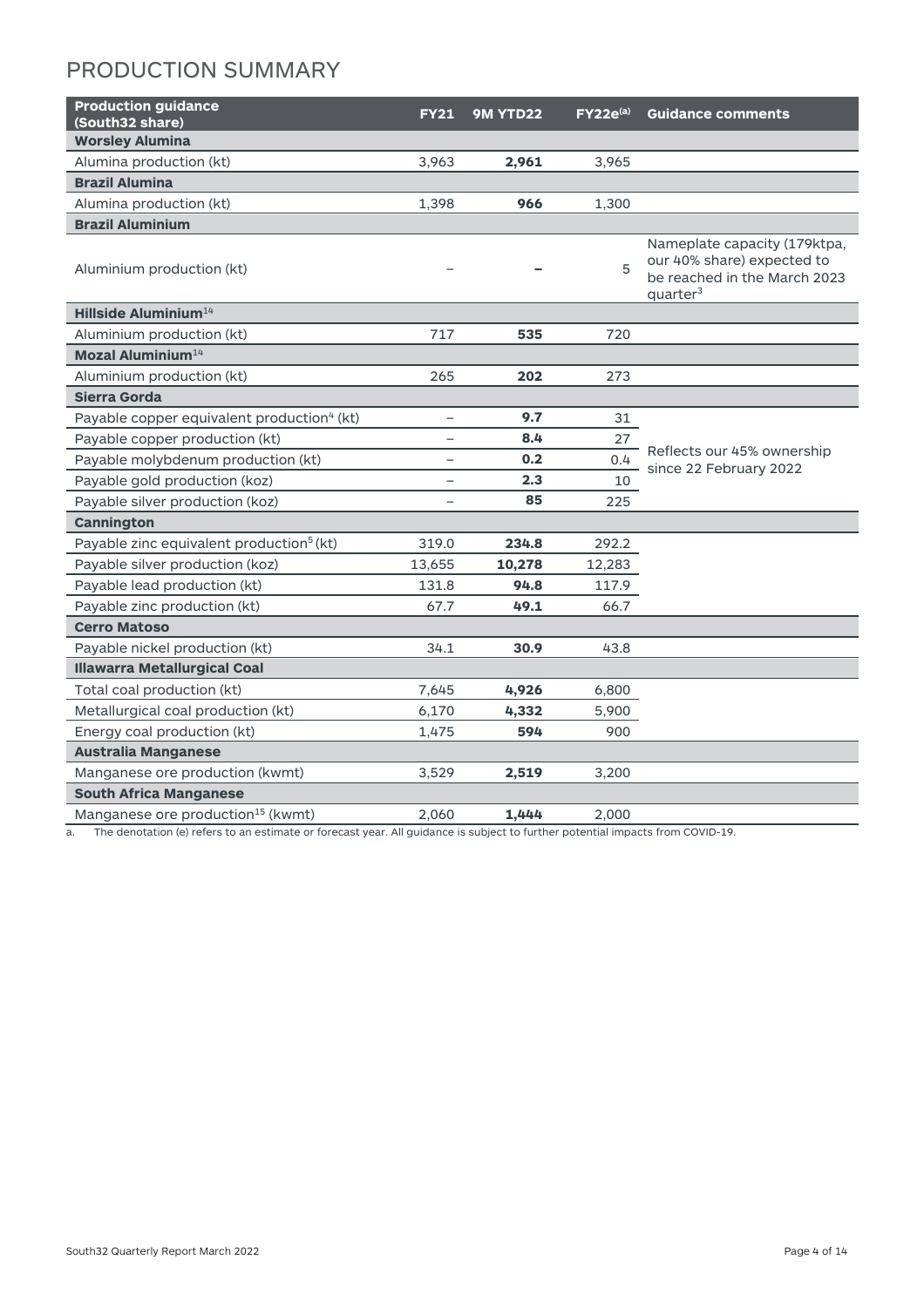# PRODUCTION SUMMARY

| Production guidance (South32 share) | FY21 | 9M YTD22 | FY22e[(a)] | Guidance comments |
|---|---|---|---|---|
| **Worsley Alumina** | | | | |
| Alumina production (kt) | 3,963 | **2,961** | 3,965 | |
| **Brazil Alumina** | | | | |
| Alumina production (kt) | 1,398 | **966** | 1,300 | |
| **Brazil Aluminium** | | | | |
| Aluminium production (kt) | – | **–** | 5 | Nameplate capacity (179ktpa, our 40% share) expected to be reached in the March 2023 quarter[3] |
| **Hillside Aluminium**[14] | | | | |
| Aluminium production (kt) | 717 | **535** | 720 | |
| **Mozal Aluminium**[14] | | | | |
| Aluminium production (kt) | 265 | **202** | 273 | |
| **Sierra Gorda** | | | | |
| Payable copper equivalent production[4] (kt) | – | **9.7** | 31 | Reflects our 45% ownership since 22 February 2022 |
| Payable copper production (kt) | – | **8.4** | 27 | |
| Payable molybdenum production (kt) | – | **0.2** | 0.4 | |
| Payable gold production (koz) | – | **2.3** | 10 | |
| Payable silver production (koz) | – | **85** | 225 | |
| **Cannington** | | | | |
| Payable zinc equivalent production[5] (kt) | 319.0 | **234.8** | 292.2 | |
| Payable silver production (koz) | 13,655 | **10,278** | 12,283 | |
| Payable lead production (kt) | 131.8 | **94.8** | 117.9 | |
| Payable zinc production (kt) | 67.7 | **49.1** | 66.7 | |
| **Cerro Matoso** | | | | |
| Payable nickel production (kt) | 34.1 | **30.9** | 43.8 | |
| **Illawarra Metallurgical Coal** | | | | |
| Total coal production (kt) | 7,645 | **4,926** | 6,800 | |
| Metallurgical coal production (kt) | 6,170 | **4,332** | 5,900 | |
| Energy coal production (kt) | 1,475 | **594** | 900 | |
| **Australia Manganese** | | | | |
| Manganese ore production (kwmt) | 3,529 | **2,519** | 3,200 | |
| **South Africa Manganese** | | | | |
| Manganese ore production[15] (kwmt) | 2,060 | **1,444** | 2,000 | |

a. The denotation (e) refers to an estimate or forecast year. All guidance is subject to further potential impacts from COVID-19.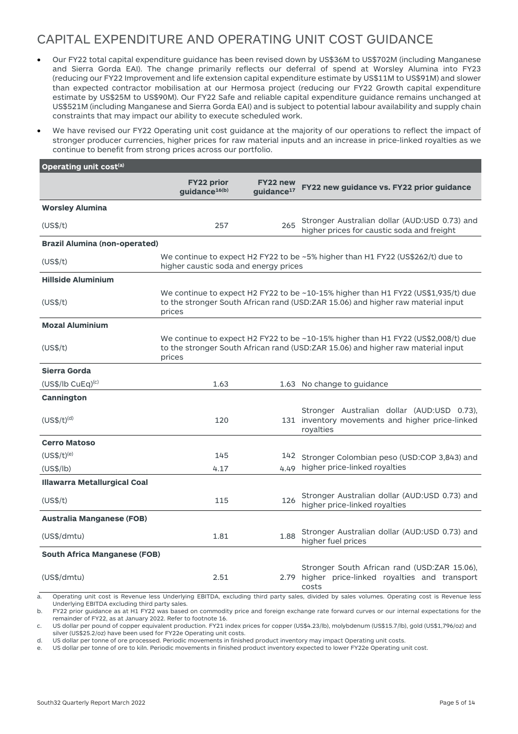# CAPITAL EXPENDITURE AND OPERATING UNIT COST GUIDANCE

- Our FY22 total capital expenditure guidance has been revised down by US$36M to US$702M (including Manganese and Sierra Gorda EAI). The change primarily reflects our deferral of spend at Worsley Alumina into FY23 (reducing our FY22 Improvement and life extension capital expenditure estimate by US$11M to US$91M) and slower than expected contractor mobilisation at our Hermosa project (reducing our FY22 Growth capital expenditure estimate by US$25M to US$90M). Our FY22 Safe and reliable capital expenditure guidance remains unchanged at US$521M (including Manganese and Sierra Gorda EAI) and is subject to potential labour availability and supply chain constraints that may impact our ability to execute scheduled work.
- We have revised our FY22 Operating unit cost guidance at the majority of our operations to reflect the impact of stronger producer currencies, higher prices for raw material inputs and an increase in price-linked royalties as we continue to benefit from strong prices across our portfolio.

| Operating unit cost[(a)] | FY22 prior guidance[16(b)] | FY22 new guidance[17] | FY22 new guidance vs. FY22 prior guidance |
|---|---|---|---|
| **Worsley Alumina** | | | |
| (US$/t) | 257 | 265 | Stronger Australian dollar (AUD:USD 0.73) and higher prices for caustic soda and freight |
| **Brazil Alumina (non-operated)** | | | |
| (US$/t) | We continue to expect H2 FY22 to be ~5% higher than H1 FY22 (US$262/t) due to higher caustic soda and energy prices | | |
| **Hillside Aluminium** | | | |
| (US$/t) | We continue to expect H2 FY22 to be ~10-15% higher than H1 FY22 (US$1,935/t) due to the stronger South African rand (USD:ZAR 15.06) and higher raw material input prices | | |
| **Mozal Aluminium** | | | |
| (US$/t) | We continue to expect H2 FY22 to be ~10-15% higher than H1 FY22 (US$2,008/t) due to the stronger South African rand (USD:ZAR 15.06) and higher raw material input prices | | |
| **Sierra Gorda** | | | |
| (US$/lb CuEq)[(c)] | 1.63 | 1.63 | No change to guidance |
| **Cannington** | | | |
| (US$/t)[(d)] | 120 | 131 | Stronger Australian dollar (AUD:USD 0.73), inventory movements and higher price-linked royalties |
| **Cerro Matoso** | | | |
| (US$/t)[(e)] | 145 | 142 | Stronger Colombian peso (USD:COP 3,843) and higher price-linked royalties |
| (US$/lb) | 4.17 | 4.49 | |
| **Illawarra Metallurgical Coal** | | | |
| (US$/t) | 115 | 126 | Stronger Australian dollar (AUD:USD 0.73) and higher price-linked royalties |
| **Australia Manganese (FOB)** | | | |
| (US$/dmtu) | 1.81 | 1.88 | Stronger Australian dollar (AUD:USD 0.73) and higher fuel prices |
| **South Africa Manganese (FOB)** | | | |
| (US$/dmtu) | 2.51 | 2.79 | Stronger South African rand (USD:ZAR 15.06), higher price-linked royalties and transport costs |

a. Operating unit cost is Revenue less Underlying EBITDA, excluding third party sales, divided by sales volumes. Operating cost is Revenue less Underlying EBITDA excluding third party sales.
b. FY22 prior guidance as at H1 FY22 was based on commodity price and foreign exchange rate forward curves or our internal expectations for the remainder of FY22, as at January 2022. Refer to footnote 16.
c. US dollar per pound of copper equivalent production. FY21 index prices for copper (US$4.23/lb), molybdenum (US$15.7/lb), gold (US$1,796/oz) and silver (US$25.2/oz) have been used for FY22e Operating unit costs.
d. US dollar per tonne of ore processed. Periodic movements in finished product inventory may impact Operating unit costs.
e. US dollar per tonne of ore to kiln. Periodic movements in finished product inventory expected to lower FY22e Operating unit cost.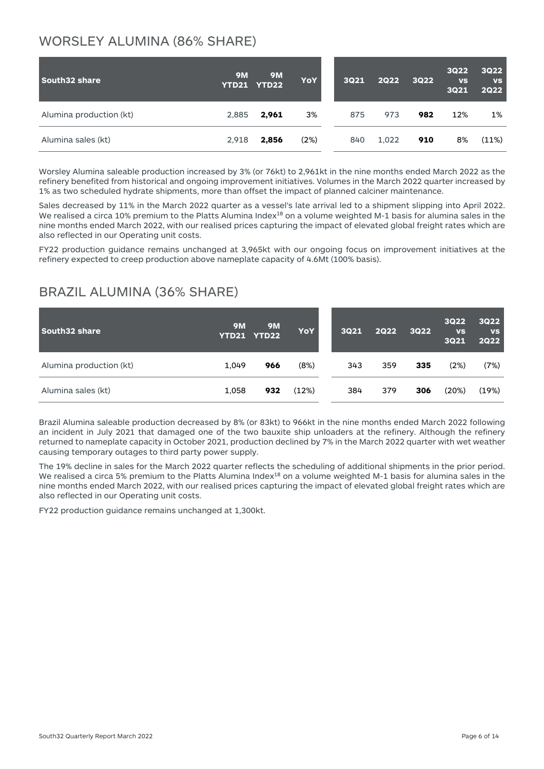## WORSLEY ALUMINA (86% SHARE)

| South32 share | 9M YTD21 | 9M YTD22 | YoY | 3Q21 | 2Q22 | 3Q22 | 3Q22 vs 3Q21 | 3Q22 vs 2Q22 |
|---|---|---|---|---|---|---|---|---|
| Alumina production (kt) | 2,885 | **2,961** | 3% | 875 | 973 | **982** | 12% | 1% |
| Alumina sales (kt) | 2,918 | **2,856** | (2%) | 840 | 1,022 | **910** | 8% | (11%) |

Worsley Alumina saleable production increased by 3% (or 76kt) to 2,961kt in the nine months ended March 2022 as the refinery benefited from historical and ongoing improvement initiatives. Volumes in the March 2022 quarter increased by 1% as two scheduled hydrate shipments, more than offset the impact of planned calciner maintenance.

Sales decreased by 11% in the March 2022 quarter as a vessel's late arrival led to a shipment slipping into April 2022. We realised a circa 10% premium to the Platts Alumina Index[18] on a volume weighted M-1 basis for alumina sales in the nine months ended March 2022, with our realised prices capturing the impact of elevated global freight rates which are also reflected in our Operating unit costs.

FY22 production guidance remains unchanged at 3,965kt with our ongoing focus on improvement initiatives at the refinery expected to creep production above nameplate capacity of 4.6Mt (100% basis).

## BRAZIL ALUMINA (36% SHARE)

| South32 share | 9M YTD21 | 9M YTD22 | YoY | 3Q21 | 2Q22 | 3Q22 | 3Q22 vs 3Q21 | 3Q22 vs 2Q22 |
|---|---|---|---|---|---|---|---|---|
| Alumina production (kt) | 1,049 | **966** | (8%) | 343 | 359 | **335** | (2%) | (7%) |
| Alumina sales (kt) | 1,058 | **932** | (12%) | 384 | 379 | **306** | (20%) | (19%) |

Brazil Alumina saleable production decreased by 8% (or 83kt) to 966kt in the nine months ended March 2022 following an incident in July 2021 that damaged one of the two bauxite ship unloaders at the refinery. Although the refinery returned to nameplate capacity in October 2021, production declined by 7% in the March 2022 quarter with wet weather causing temporary outages to third party power supply.

The 19% decline in sales for the March 2022 quarter reflects the scheduling of additional shipments in the prior period. We realised a circa 5% premium to the Platts Alumina Index[18] on a volume weighted M-1 basis for alumina sales in the nine months ended March 2022, with our realised prices capturing the impact of elevated global freight rates which are also reflected in our Operating unit costs.

FY22 production guidance remains unchanged at 1,300kt.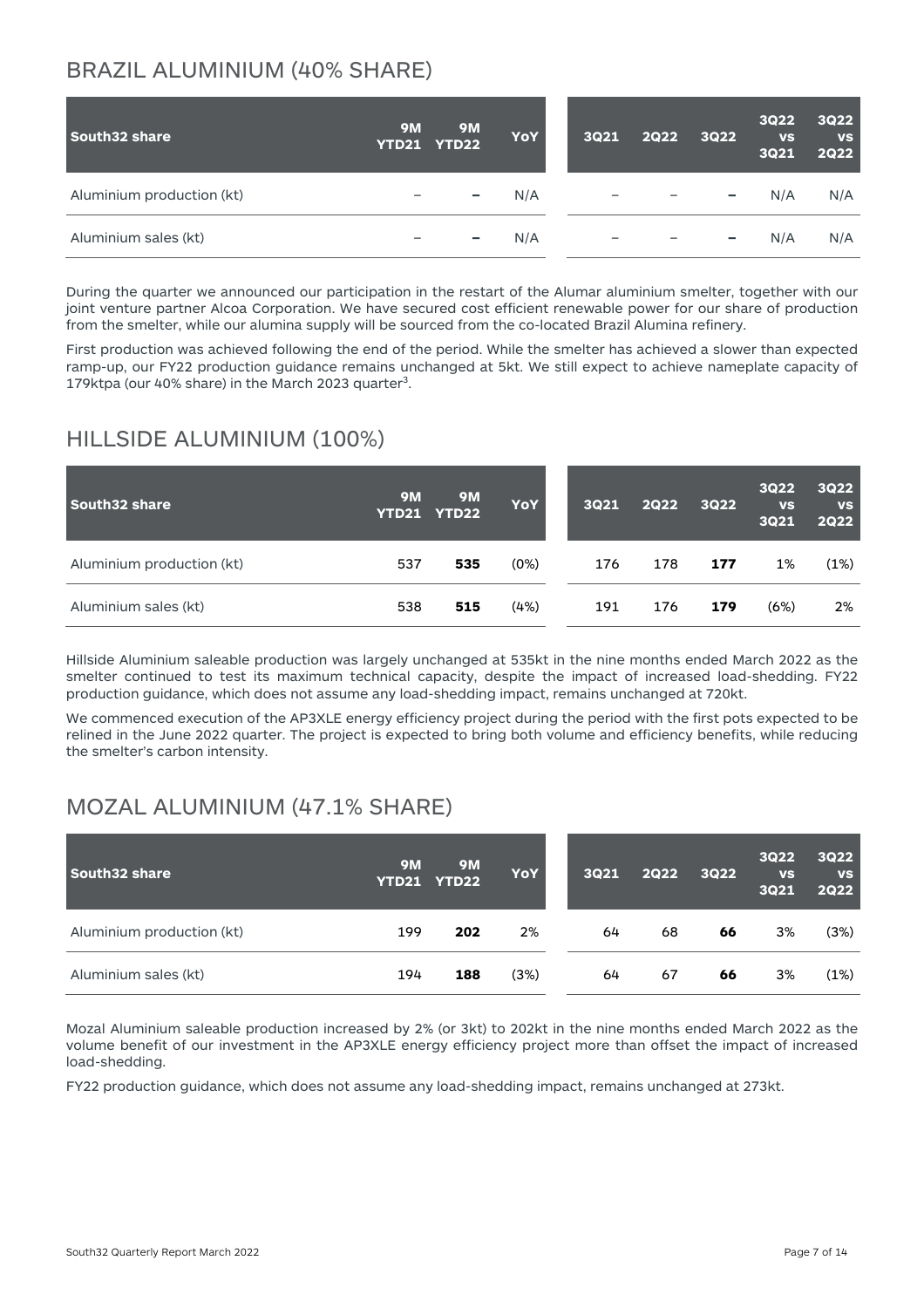## BRAZIL ALUMINIUM (40% SHARE)

| South32 share | 9M YTD21 | 9M YTD22 | YoY | 3Q21 | 2Q22 | 3Q22 | 3Q22 vs 3Q21 | 3Q22 vs 2Q22 |
|---|---|---|---|---|---|---|---|---|
| Aluminium production (kt) | – | **–** | N/A | – | – | **–** | N/A | N/A |
| Aluminium sales (kt) | – | **–** | N/A | – | – | **–** | N/A | N/A |

During the quarter we announced our participation in the restart of the Alumar aluminium smelter, together with our joint venture partner Alcoa Corporation. We have secured cost efficient renewable power for our share of production from the smelter, while our alumina supply will be sourced from the co-located Brazil Alumina refinery.

First production was achieved following the end of the period. While the smelter has achieved a slower than expected ramp-up, our FY22 production guidance remains unchanged at 5kt. We still expect to achieve nameplate capacity of 179ktpa (our 40% share) in the March 2023 quarter[3].

## HILLSIDE ALUMINIUM (100%)

| South32 share | 9M YTD21 | 9M YTD22 | YoY | 3Q21 | 2Q22 | 3Q22 | 3Q22 vs 3Q21 | 3Q22 vs 2Q22 |
|---|---|---|---|---|---|---|---|---|
| Aluminium production (kt) | 537 | **535** | (0%) | 176 | 178 | **177** | 1% | (1%) |
| Aluminium sales (kt) | 538 | **515** | (4%) | 191 | 176 | **179** | (6%) | 2% |

Hillside Aluminium saleable production was largely unchanged at 535kt in the nine months ended March 2022 as the smelter continued to test its maximum technical capacity, despite the impact of increased load-shedding. FY22 production guidance, which does not assume any load-shedding impact, remains unchanged at 720kt.

We commenced execution of the AP3XLE energy efficiency project during the period with the first pots expected to be relined in the June 2022 quarter. The project is expected to bring both volume and efficiency benefits, while reducing the smelter's carbon intensity.

## MOZAL ALUMINIUM (47.1% SHARE)

| South32 share | 9M YTD21 | 9M YTD22 | YoY | 3Q21 | 2Q22 | 3Q22 | 3Q22 vs 3Q21 | 3Q22 vs 2Q22 |
|---|---|---|---|---|---|---|---|---|
| Aluminium production (kt) | 199 | **202** | 2% | 64 | 68 | **66** | 3% | (3%) |
| Aluminium sales (kt) | 194 | **188** | (3%) | 64 | 67 | **66** | 3% | (1%) |

Mozal Aluminium saleable production increased by 2% (or 3kt) to 202kt in the nine months ended March 2022 as the volume benefit of our investment in the AP3XLE energy efficiency project more than offset the impact of increased load-shedding.

FY22 production guidance, which does not assume any load-shedding impact, remains unchanged at 273kt.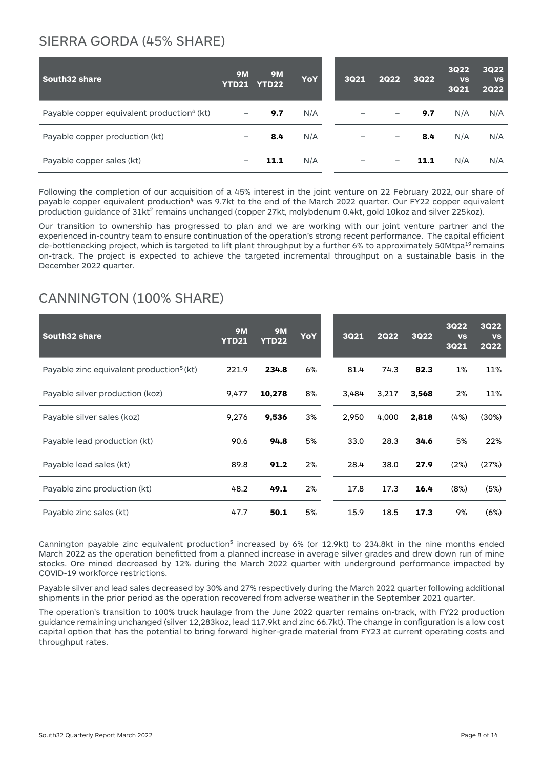## SIERRA GORDA (45% SHARE)

| South32 share | 9M YTD21 | 9M YTD22 | YoY | 3Q21 | 2Q22 | 3Q22 | 3Q22 vs 3Q21 | 3Q22 vs 2Q22 |
|---|---|---|---|---|---|---|---|---|
| Payable copper equivalent production[4] (kt) | – | **9.7** | N/A | – | – | **9.7** | N/A | N/A |
| Payable copper production (kt) | – | **8.4** | N/A | – | – | **8.4** | N/A | N/A |
| Payable copper sales (kt) | – | **11.1** | N/A | – | – | **11.1** | N/A | N/A |

Following the completion of our acquisition of a 45% interest in the joint venture on 22 February 2022, our share of payable copper equivalent production[4] was 9.7kt to the end of the March 2022 quarter. Our FY22 copper equivalent production guidance of 31kt[2] remains unchanged (copper 27kt, molybdenum 0.4kt, gold 10koz and silver 225koz).

Our transition to ownership has progressed to plan and we are working with our joint venture partner and the experienced in-country team to ensure continuation of the operation's strong recent performance. The capital efficient de-bottlenecking project, which is targeted to lift plant throughput by a further 6% to approximately 50Mtpa[19] remains on-track. The project is expected to achieve the targeted incremental throughput on a sustainable basis in the December 2022 quarter.

## CANNINGTON (100% SHARE)

| South32 share | 9M YTD21 | 9M YTD22 | YoY | 3Q21 | 2Q22 | 3Q22 | 3Q22 vs 3Q21 | 3Q22 vs 2Q22 |
|---|---|---|---|---|---|---|---|---|
| Payable zinc equivalent production[5] (kt) | 221.9 | **234.8** | 6% | 81.4 | 74.3 | **82.3** | 1% | 11% |
| Payable silver production (koz) | 9,477 | **10,278** | 8% | 3,484 | 3,217 | **3,568** | 2% | 11% |
| Payable silver sales (koz) | 9,276 | **9,536** | 3% | 2,950 | 4,000 | **2,818** | (4%) | (30%) |
| Payable lead production (kt) | 90.6 | **94.8** | 5% | 33.0 | 28.3 | **34.6** | 5% | 22% |
| Payable lead sales (kt) | 89.8 | **91.2** | 2% | 28.4 | 38.0 | **27.9** | (2%) | (27%) |
| Payable zinc production (kt) | 48.2 | **49.1** | 2% | 17.8 | 17.3 | **16.4** | (8%) | (5%) |
| Payable zinc sales (kt) | 47.7 | **50.1** | 5% | 15.9 | 18.5 | **17.3** | 9% | (6%) |

Cannington payable zinc equivalent production[5] increased by 6% (or 12.9kt) to 234.8kt in the nine months ended March 2022 as the operation benefitted from a planned increase in average silver grades and drew down run of mine stocks. Ore mined decreased by 12% during the March 2022 quarter with underground performance impacted by COVID-19 workforce restrictions.

Payable silver and lead sales decreased by 30% and 27% respectively during the March 2022 quarter following additional shipments in the prior period as the operation recovered from adverse weather in the September 2021 quarter.

The operation's transition to 100% truck haulage from the June 2022 quarter remains on-track, with FY22 production guidance remaining unchanged (silver 12,283koz, lead 117.9kt and zinc 66.7kt). The change in configuration is a low cost capital option that has the potential to bring forward higher-grade material from FY23 at current operating costs and throughput rates.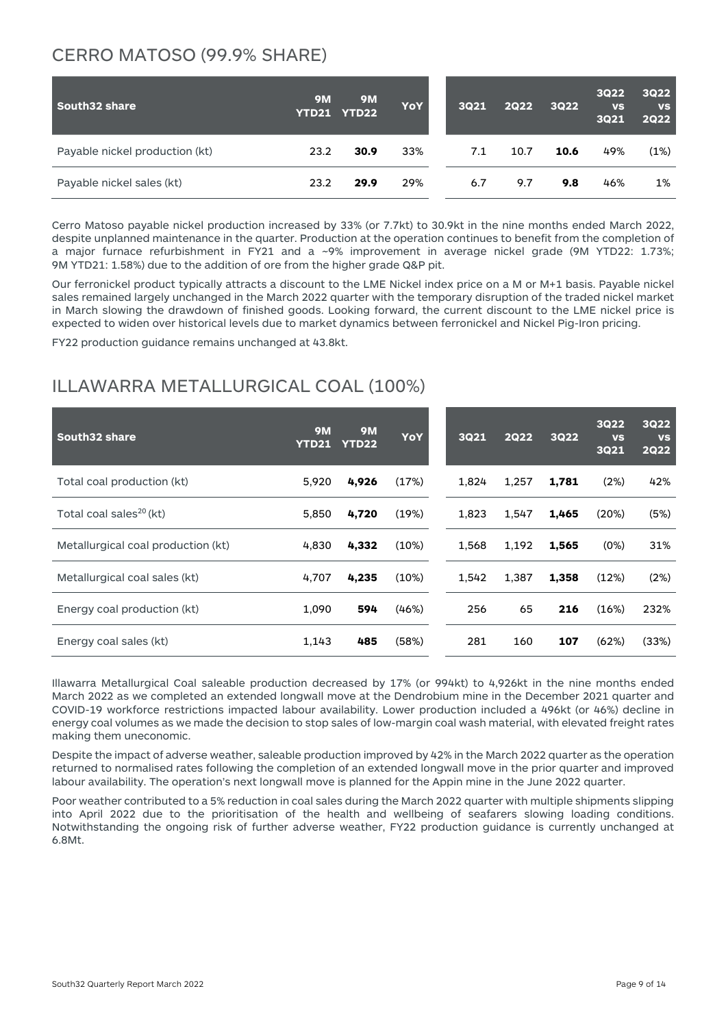## CERRO MATOSO (99.9% SHARE)

| South32 share | 9M YTD21 | 9M YTD22 | YoY | 3Q21 | 2Q22 | 3Q22 | 3Q22 vs 3Q21 | 3Q22 vs 2Q22 |
|---|---|---|---|---|---|---|---|---|
| Payable nickel production (kt) | 23.2 | **30.9** | 33% | 7.1 | 10.7 | **10.6** | 49% | (1%) |
| Payable nickel sales (kt) | 23.2 | **29.9** | 29% | 6.7 | 9.7 | **9.8** | 46% | 1% |

Cerro Matoso payable nickel production increased by 33% (or 7.7kt) to 30.9kt in the nine months ended March 2022, despite unplanned maintenance in the quarter. Production at the operation continues to benefit from the completion of a major furnace refurbishment in FY21 and a ~9% improvement in average nickel grade (9M YTD22: 1.73%; 9M YTD21: 1.58%) due to the addition of ore from the higher grade Q&P pit.

Our ferronickel product typically attracts a discount to the LME Nickel index price on a M or M+1 basis. Payable nickel sales remained largely unchanged in the March 2022 quarter with the temporary disruption of the traded nickel market in March slowing the drawdown of finished goods. Looking forward, the current discount to the LME nickel price is expected to widen over historical levels due to market dynamics between ferronickel and Nickel Pig-Iron pricing.

FY22 production guidance remains unchanged at 43.8kt.

## ILLAWARRA METALLURGICAL COAL (100%)

| South32 share | 9M YTD21 | 9M YTD22 | YoY | 3Q21 | 2Q22 | 3Q22 | 3Q22 vs 3Q21 | 3Q22 vs 2Q22 |
|---|---|---|---|---|---|---|---|---|
| Total coal production (kt) | 5,920 | **4,926** | (17%) | 1,824 | 1,257 | **1,781** | (2%) | 42% |
| Total coal sales[20] (kt) | 5,850 | **4,720** | (19%) | 1,823 | 1,547 | **1,465** | (20%) | (5%) |
| Metallurgical coal production (kt) | 4,830 | **4,332** | (10%) | 1,568 | 1,192 | **1,565** | (0%) | 31% |
| Metallurgical coal sales (kt) | 4,707 | **4,235** | (10%) | 1,542 | 1,387 | **1,358** | (12%) | (2%) |
| Energy coal production (kt) | 1,090 | **594** | (46%) | 256 | 65 | **216** | (16%) | 232% |
| Energy coal sales (kt) | 1,143 | **485** | (58%) | 281 | 160 | **107** | (62%) | (33%) |

Illawarra Metallurgical Coal saleable production decreased by 17% (or 994kt) to 4,926kt in the nine months ended March 2022 as we completed an extended longwall move at the Dendrobium mine in the December 2021 quarter and COVID-19 workforce restrictions impacted labour availability. Lower production included a 496kt (or 46%) decline in energy coal volumes as we made the decision to stop sales of low-margin coal wash material, with elevated freight rates making them uneconomic.

Despite the impact of adverse weather, saleable production improved by 42% in the March 2022 quarter as the operation returned to normalised rates following the completion of an extended longwall move in the prior quarter and improved labour availability. The operation's next longwall move is planned for the Appin mine in the June 2022 quarter.

Poor weather contributed to a 5% reduction in coal sales during the March 2022 quarter with multiple shipments slipping into April 2022 due to the prioritisation of the health and wellbeing of seafarers slowing loading conditions. Notwithstanding the ongoing risk of further adverse weather, FY22 production guidance is currently unchanged at 6.8Mt.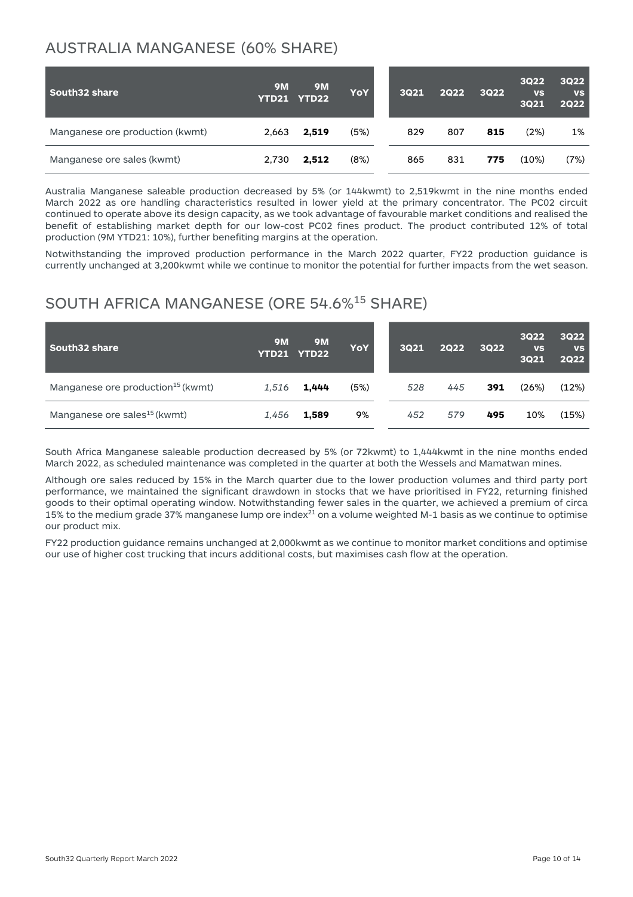## AUSTRALIA MANGANESE (60% SHARE)

| South32 share | 9M YTD21 | 9M YTD22 | YoY | 3Q21 | 2Q22 | 3Q22 | 3Q22 vs 3Q21 | 3Q22 vs 2Q22 |
|---|---|---|---|---|---|---|---|---|
| Manganese ore production (kwmt) | 2,663 | **2,519** | (5%) | 829 | 807 | **815** | (2%) | 1% |
| Manganese ore sales (kwmt) | 2,730 | **2,512** | (8%) | 865 | 831 | **775** | (10%) | (7%) |

Australia Manganese saleable production decreased by 5% (or 144kwmt) to 2,519kwmt in the nine months ended March 2022 as ore handling characteristics resulted in lower yield at the primary concentrator. The PC02 circuit continued to operate above its design capacity, as we took advantage of favourable market conditions and realised the benefit of establishing market depth for our low-cost PC02 fines product. The product contributed 12% of total production (9M YTD21: 10%), further benefiting margins at the operation.

Notwithstanding the improved production performance in the March 2022 quarter, FY22 production guidance is currently unchanged at 3,200kwmt while we continue to monitor the potential for further impacts from the wet season.

## SOUTH AFRICA MANGANESE (ORE 54.6%[15] SHARE)

| South32 share | 9M YTD21 | 9M YTD22 | YoY | 3Q21 | 2Q22 | 3Q22 | 3Q22 vs 3Q21 | 3Q22 vs 2Q22 |
|---|---|---|---|---|---|---|---|---|
| Manganese ore production[15] (kwmt) | *1,516* | **1,444** | (5%) | *528* | *445* | **391** | (26%) | (12%) |
| Manganese ore sales[15] (kwmt) | *1,456* | **1,589** | 9% | *452* | *579* | **495** | 10% | (15%) |

South Africa Manganese saleable production decreased by 5% (or 72kwmt) to 1,444kwmt in the nine months ended March 2022, as scheduled maintenance was completed in the quarter at both the Wessels and Mamatwan mines.

Although ore sales reduced by 15% in the March quarter due to the lower production volumes and third party port performance, we maintained the significant drawdown in stocks that we have prioritised in FY22, returning finished goods to their optimal operating window. Notwithstanding fewer sales in the quarter, we achieved a premium of circa 15% to the medium grade 37% manganese lump ore index[21] on a volume weighted M-1 basis as we continue to optimise our product mix.

FY22 production guidance remains unchanged at 2,000kwmt as we continue to monitor market conditions and optimise our use of higher cost trucking that incurs additional costs, but maximises cash flow at the operation.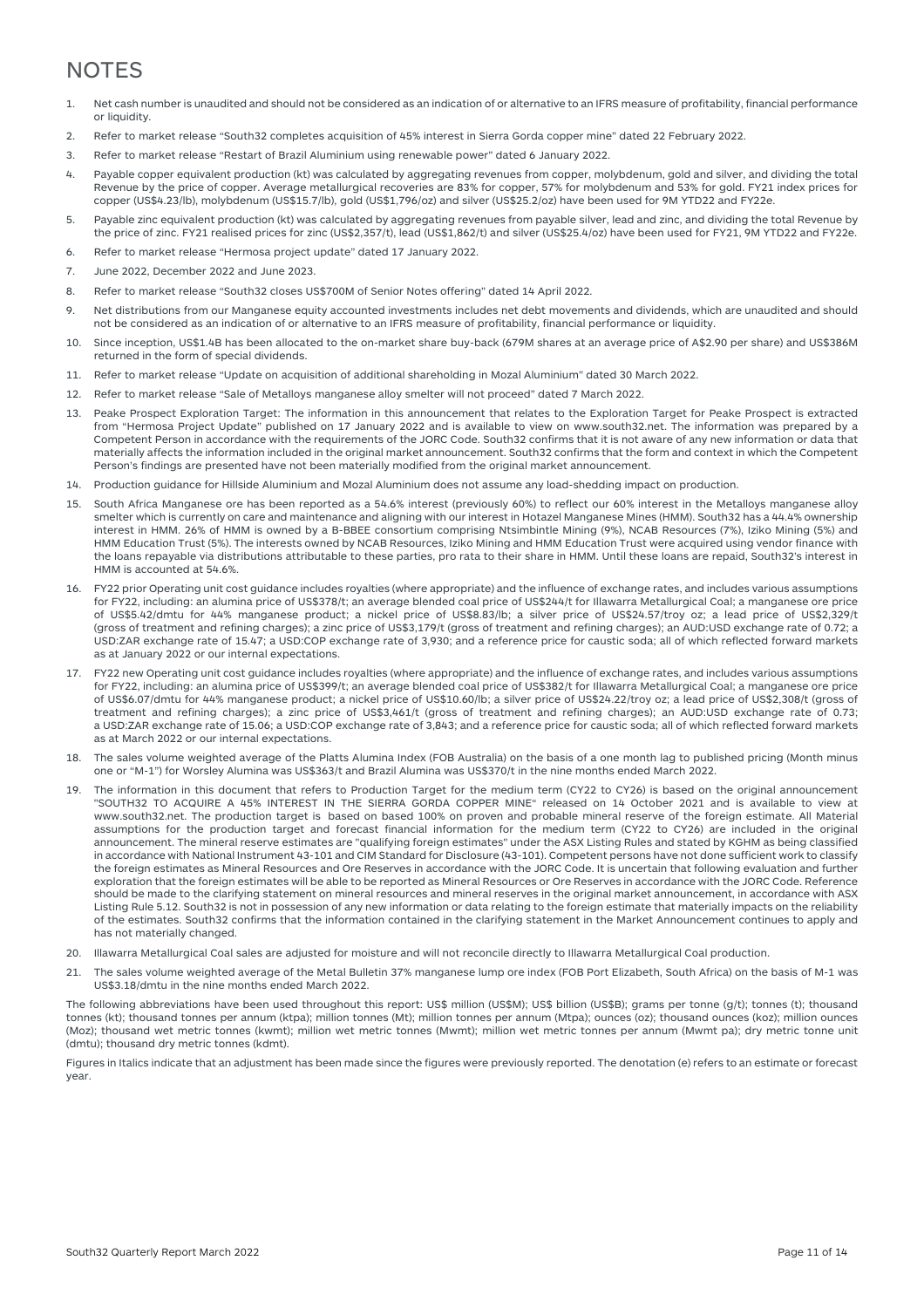# NOTES

1. Net cash number is unaudited and should not be considered as an indication of or alternative to an IFRS measure of profitability, financial performance or liquidity.
2. Refer to market release "South32 completes acquisition of 45% interest in Sierra Gorda copper mine" dated 22 February 2022.
3. Refer to market release "Restart of Brazil Aluminium using renewable power" dated 6 January 2022.
4. Payable copper equivalent production (kt) was calculated by aggregating revenues from copper, molybdenum, gold and silver, and dividing the total Revenue by the price of copper. Average metallurgical recoveries are 83% for copper, 57% for molybdenum and 53% for gold. FY21 index prices for copper (US$4.23/lb), molybdenum (US$15.7/lb), gold (US$1,796/oz) and silver (US$25.2/oz) have been used for 9M YTD22 and FY22e.
5. Payable zinc equivalent production (kt) was calculated by aggregating revenues from payable silver, lead and zinc, and dividing the total Revenue by the price of zinc. FY21 realised prices for zinc (US$2,357/t), lead (US$1,862/t) and silver (US$25.4/oz) have been used for FY21, 9M YTD22 and FY22e.
6. Refer to market release "Hermosa project update" dated 17 January 2022.
7. June 2022, December 2022 and June 2023.
8. Refer to market release "South32 closes US$700M of Senior Notes offering" dated 14 April 2022.
9. Net distributions from our Manganese equity accounted investments includes net debt movements and dividends, which are unaudited and should not be considered as an indication of or alternative to an IFRS measure of profitability, financial performance or liquidity.
10. Since inception, US$1.4B has been allocated to the on-market share buy-back (679M shares at an average price of A$2.90 per share) and US$386M returned in the form of special dividends.
11. Refer to market release "Update on acquisition of additional shareholding in Mozal Aluminium" dated 30 March 2022.
12. Refer to market release "Sale of Metalloys manganese alloy smelter will not proceed" dated 7 March 2022.
13. Peake Prospect Exploration Target: The information in this announcement that relates to the Exploration Target for Peake Prospect is extracted from "Hermosa Project Update" published on 17 January 2022 and is available to view on www.south32.net. The information was prepared by a Competent Person in accordance with the requirements of the JORC Code. South32 confirms that it is not aware of any new information or data that materially affects the information included in the original market announcement. South32 confirms that the form and context in which the Competent Person's findings are presented have not been materially modified from the original market announcement.
14. Production guidance for Hillside Aluminium and Mozal Aluminium does not assume any load-shedding impact on production.
15. South Africa Manganese ore has been reported as a 54.6% interest (previously 60%) to reflect our 60% interest in the Metalloys manganese alloy smelter which is currently on care and maintenance and aligning with our interest in Hotazel Manganese Mines (HMM). South32 has a 44.4% ownership interest in HMM. 26% of HMM is owned by a B-BBEE consortium comprising Ntsimbintle Mining (9%), NCAB Resources (7%), Iziko Mining (5%) and HMM Education Trust (5%). The interests owned by NCAB Resources, Iziko Mining and HMM Education Trust were acquired using vendor finance with the loans repayable via distributions attributable to these parties, pro rata to their share in HMM. Until these loans are repaid, South32's interest in HMM is accounted at 54.6%.
16. FY22 prior Operating unit cost guidance includes royalties (where appropriate) and the influence of exchange rates, and includes various assumptions for FY22, including: an alumina price of US$378/t; an average blended coal price of US$244/t for Illawarra Metallurgical Coal; a manganese ore price of US$5.42/dmtu for 44% manganese product; a nickel price of US$8.83/lb; a silver price of US$24.57/troy oz; a lead price of US$2,329/t (gross of treatment and refining charges); a zinc price of US$3,179/t (gross of treatment and refining charges); an AUD:USD exchange rate of 0.72; a USD:ZAR exchange rate of 15.47; a USD:COP exchange rate of 3,930; and a reference price for caustic soda; all of which reflected forward markets as at January 2022 or our internal expectations.
17. FY22 new Operating unit cost guidance includes royalties (where appropriate) and the influence of exchange rates, and includes various assumptions for FY22, including: an alumina price of US$399/t; an average blended coal price of US$382/t for Illawarra Metallurgical Coal; a manganese ore price of US$6.07/dmtu for 44% manganese product; a nickel price of US$10.60/lb; a silver price of US$24.22/troy oz; a lead price of US$2,308/t (gross of treatment and refining charges); a zinc price of US$3,461/t (gross of treatment and refining charges); an AUD:USD exchange rate of 0.73; a USD:ZAR exchange rate of 15.06; a USD:COP exchange rate of 3,843; and a reference price for caustic soda; all of which reflected forward markets as at March 2022 or our internal expectations.
18. The sales volume weighted average of the Platts Alumina Index (FOB Australia) on the basis of a one month lag to published pricing (Month minus one or "M-1") for Worsley Alumina was US$363/t and Brazil Alumina was US$370/t in the nine months ended March 2022.
19. The information in this document that refers to Production Target for the medium term (CY22 to CY26) is based on the original announcement "SOUTH32 TO ACQUIRE A 45% INTEREST IN THE SIERRA GORDA COPPER MINE" released on 14 October 2021 and is available to view at www.south32.net. The production target is based on based 100% on proven and probable mineral reserve of the foreign estimate. All Material assumptions for the production target and forecast financial information for the medium term (CY22 to CY26) are included in the original announcement. The mineral reserve estimates are "qualifying foreign estimates" under the ASX Listing Rules and stated by KGHM as being classified in accordance with National Instrument 43-101 and CIM Standard for Disclosure (43-101). Competent persons have not done sufficient work to classify the foreign estimates as Mineral Resources and Ore Reserves in accordance with the JORC Code. It is uncertain that following evaluation and further exploration that the foreign estimates will be able to be reported as Mineral Resources or Ore Reserves in accordance with the JORC Code. Reference should be made to the clarifying statement on mineral resources and mineral reserves in the original market announcement, in accordance with ASX Listing Rule 5.12. South32 is not in possession of any new information or data relating to the foreign estimate that materially impacts on the reliability of the estimates. South32 confirms that the information contained in the clarifying statement in the Market Announcement continues to apply and has not materially changed.
20. Illawarra Metallurgical Coal sales are adjusted for moisture and will not reconcile directly to Illawarra Metallurgical Coal production.
21. The sales volume weighted average of the Metal Bulletin 37% manganese lump ore index (FOB Port Elizabeth, South Africa) on the basis of M-1 was US$3.18/dmtu in the nine months ended March 2022.

The following abbreviations have been used throughout this report: US$ million (US$M); US$ billion (US$B); grams per tonne (g/t); tonnes (t); thousand tonnes (kt); thousand tonnes per annum (ktpa); million tonnes (Mt); million tonnes per annum (Mtpa); ounces (oz); thousand ounces (koz); million ounces (Moz); thousand wet metric tonnes (kwmt); million wet metric tonnes (Mwmt); million wet metric tonnes per annum (Mwmt pa); dry metric tonne unit (dmtu); thousand dry metric tonnes (kdmt).

Figures in Italics indicate that an adjustment has been made since the figures were previously reported. The denotation (e) refers to an estimate or forecast year.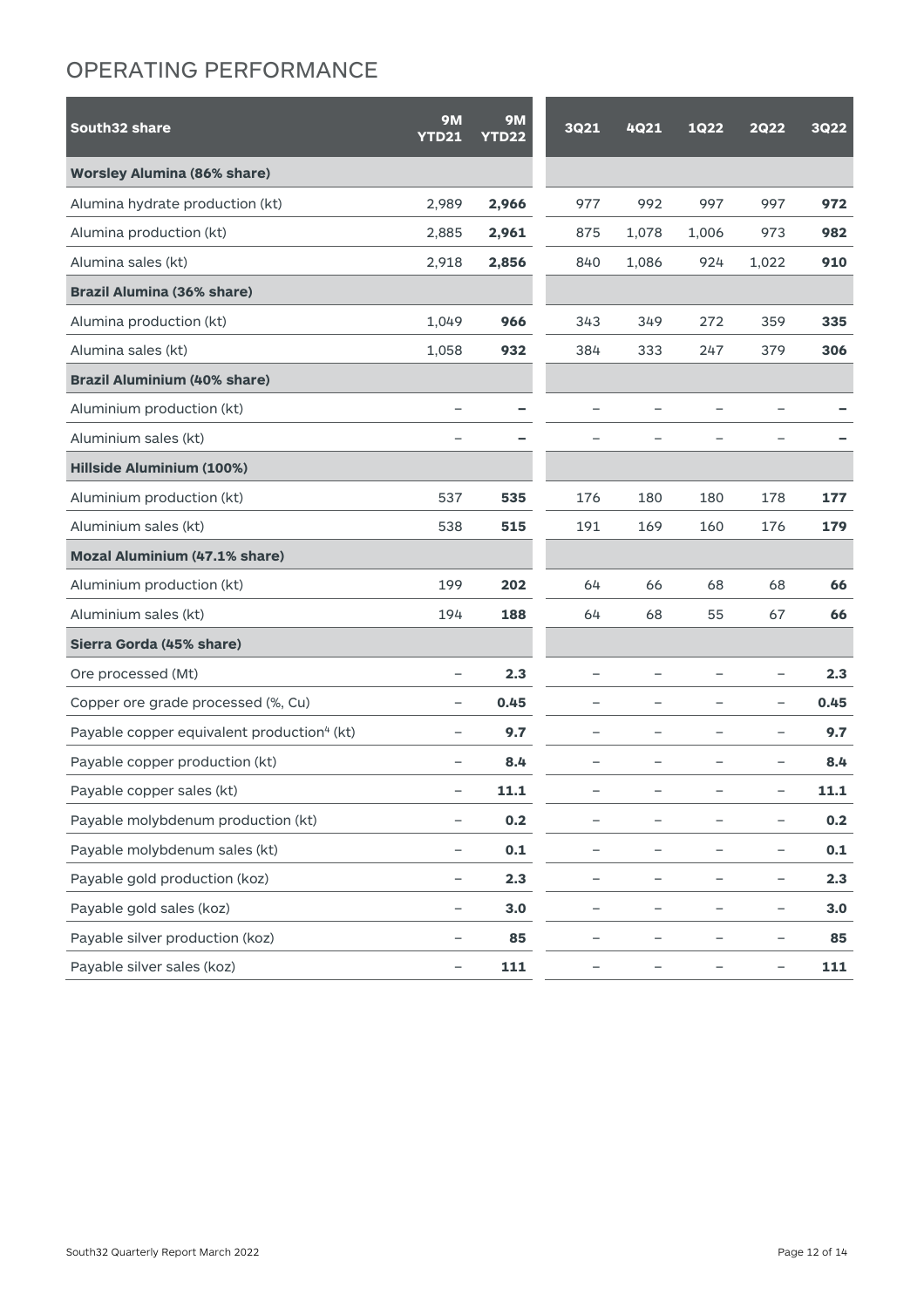# OPERATING PERFORMANCE

| South32 share | 9M YTD21 | 9M YTD22 | 3Q21 | 4Q21 | 1Q22 | 2Q22 | 3Q22 |
|---|---|---|---|---|---|---|---|
| **Worsley Alumina (86% share)** | | | | | | | |
| Alumina hydrate production (kt) | 2,989 | **2,966** | 977 | 992 | 997 | 997 | **972** |
| Alumina production (kt) | 2,885 | **2,961** | 875 | 1,078 | 1,006 | 973 | **982** |
| Alumina sales (kt) | 2,918 | **2,856** | 840 | 1,086 | 924 | 1,022 | **910** |
| **Brazil Alumina (36% share)** | | | | | | | |
| Alumina production (kt) | 1,049 | **966** | 343 | 349 | 272 | 359 | **335** |
| Alumina sales (kt) | 1,058 | **932** | 384 | 333 | 247 | 379 | **306** |
| **Brazil Aluminium (40% share)** | | | | | | | |
| Aluminium production (kt) | – | **–** | – | – | – | – | **–** |
| Aluminium sales (kt) | – | **–** | – | – | – | – | **–** |
| **Hillside Aluminium (100%)** | | | | | | | |
| Aluminium production (kt) | 537 | **535** | 176 | 180 | 180 | 178 | **177** |
| Aluminium sales (kt) | 538 | **515** | 191 | 169 | 160 | 176 | **179** |
| **Mozal Aluminium (47.1% share)** | | | | | | | |
| Aluminium production (kt) | 199 | **202** | 64 | 66 | 68 | 68 | **66** |
| Aluminium sales (kt) | 194 | **188** | 64 | 68 | 55 | 67 | **66** |
| **Sierra Gorda (45% share)** | | | | | | | |
| Ore processed (Mt) | – | **2.3** | – | – | – | – | **2.3** |
| Copper ore grade processed (%, Cu) | – | **0.45** | – | – | – | – | **0.45** |
| Payable copper equivalent production[4] (kt) | – | **9.7** | – | – | – | – | **9.7** |
| Payable copper production (kt) | – | **8.4** | – | – | – | – | **8.4** |
| Payable copper sales (kt) | – | **11.1** | – | – | – | – | **11.1** |
| Payable molybdenum production (kt) | – | **0.2** | – | – | – | – | **0.2** |
| Payable molybdenum sales (kt) | – | **0.1** | – | – | – | – | **0.1** |
| Payable gold production (koz) | – | **2.3** | – | – | – | – | **2.3** |
| Payable gold sales (koz) | – | **3.0** | – | – | – | – | **3.0** |
| Payable silver production (koz) | – | **85** | – | – | – | – | **85** |
| Payable silver sales (koz) | – | **111** | – | – | – | – | **111** |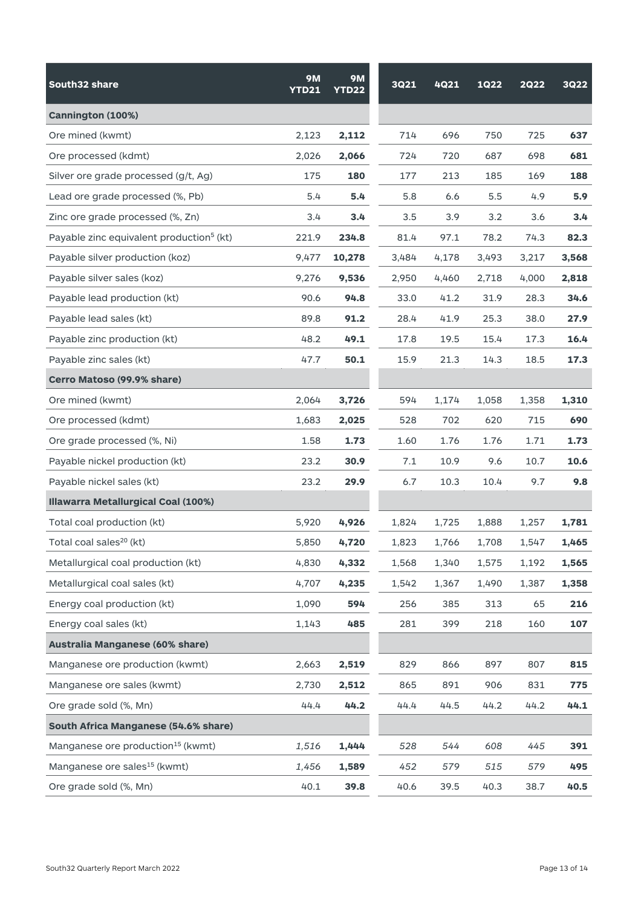| South32 share | 9M YTD21 | 9M YTD22 | 3Q21 | 4Q21 | 1Q22 | 2Q22 | 3Q22 |
|---|---|---|---|---|---|---|---|
| **Cannington (100%)** | | | | | | | |
| Ore mined (kwmt) | 2,123 | **2,112** | 714 | 696 | 750 | 725 | **637** |
| Ore processed (kdmt) | 2,026 | **2,066** | 724 | 720 | 687 | 698 | **681** |
| Silver ore grade processed (g/t, Ag) | 175 | **180** | 177 | 213 | 185 | 169 | **188** |
| Lead ore grade processed (%, Pb) | 5.4 | **5.4** | 5.8 | 6.6 | 5.5 | 4.9 | **5.9** |
| Zinc ore grade processed (%, Zn) | 3.4 | **3.4** | 3.5 | 3.9 | 3.2 | 3.6 | **3.4** |
| Payable zinc equivalent production[5] (kt) | 221.9 | **234.8** | 81.4 | 97.1 | 78.2 | 74.3 | **82.3** |
| Payable silver production (koz) | 9,477 | **10,278** | 3,484 | 4,178 | 3,493 | 3,217 | **3,568** |
| Payable silver sales (koz) | 9,276 | **9,536** | 2,950 | 4,460 | 2,718 | 4,000 | **2,818** |
| Payable lead production (kt) | 90.6 | **94.8** | 33.0 | 41.2 | 31.9 | 28.3 | **34.6** |
| Payable lead sales (kt) | 89.8 | **91.2** | 28.4 | 41.9 | 25.3 | 38.0 | **27.9** |
| Payable zinc production (kt) | 48.2 | **49.1** | 17.8 | 19.5 | 15.4 | 17.3 | **16.4** |
| Payable zinc sales (kt) | 47.7 | **50.1** | 15.9 | 21.3 | 14.3 | 18.5 | **17.3** |
| **Cerro Matoso (99.9% share)** | | | | | | | |
| Ore mined (kwmt) | 2,064 | **3,726** | 594 | 1,174 | 1,058 | 1,358 | **1,310** |
| Ore processed (kdmt) | 1,683 | **2,025** | 528 | 702 | 620 | 715 | **690** |
| Ore grade processed (%, Ni) | 1.58 | **1.73** | 1.60 | 1.76 | 1.76 | 1.71 | **1.73** |
| Payable nickel production (kt) | 23.2 | **30.9** | 7.1 | 10.9 | 9.6 | 10.7 | **10.6** |
| Payable nickel sales (kt) | 23.2 | **29.9** | 6.7 | 10.3 | 10.4 | 9.7 | **9.8** |
| **Illawarra Metallurgical Coal (100%)** | | | | | | | |
| Total coal production (kt) | 5,920 | **4,926** | 1,824 | 1,725 | 1,888 | 1,257 | **1,781** |
| Total coal sales[20] (kt) | 5,850 | **4,720** | 1,823 | 1,766 | 1,708 | 1,547 | **1,465** |
| Metallurgical coal production (kt) | 4,830 | **4,332** | 1,568 | 1,340 | 1,575 | 1,192 | **1,565** |
| Metallurgical coal sales (kt) | 4,707 | **4,235** | 1,542 | 1,367 | 1,490 | 1,387 | **1,358** |
| Energy coal production (kt) | 1,090 | **594** | 256 | 385 | 313 | 65 | **216** |
| Energy coal sales (kt) | 1,143 | **485** | 281 | 399 | 218 | 160 | **107** |
| **Australia Manganese (60% share)** | | | | | | | |
| Manganese ore production (kwmt) | 2,663 | **2,519** | 829 | 866 | 897 | 807 | **815** |
| Manganese ore sales (kwmt) | 2,730 | **2,512** | 865 | 891 | 906 | 831 | **775** |
| Ore grade sold (%, Mn) | 44.4 | **44.2** | 44.4 | 44.5 | 44.2 | 44.2 | **44.1** |
| **South Africa Manganese (54.6% share)** | | | | | | | |
| Manganese ore production[15] (kwmt) | *1,516* | **1,444** | *528* | *544* | *608* | *445* | **391** |
| Manganese ore sales[15] (kwmt) | *1,456* | **1,589** | *452* | *579* | *515* | *579* | **495** |
| Ore grade sold (%, Mn) | 40.1 | **39.8** | 40.6 | 39.5 | 40.3 | 38.7 | **40.5** |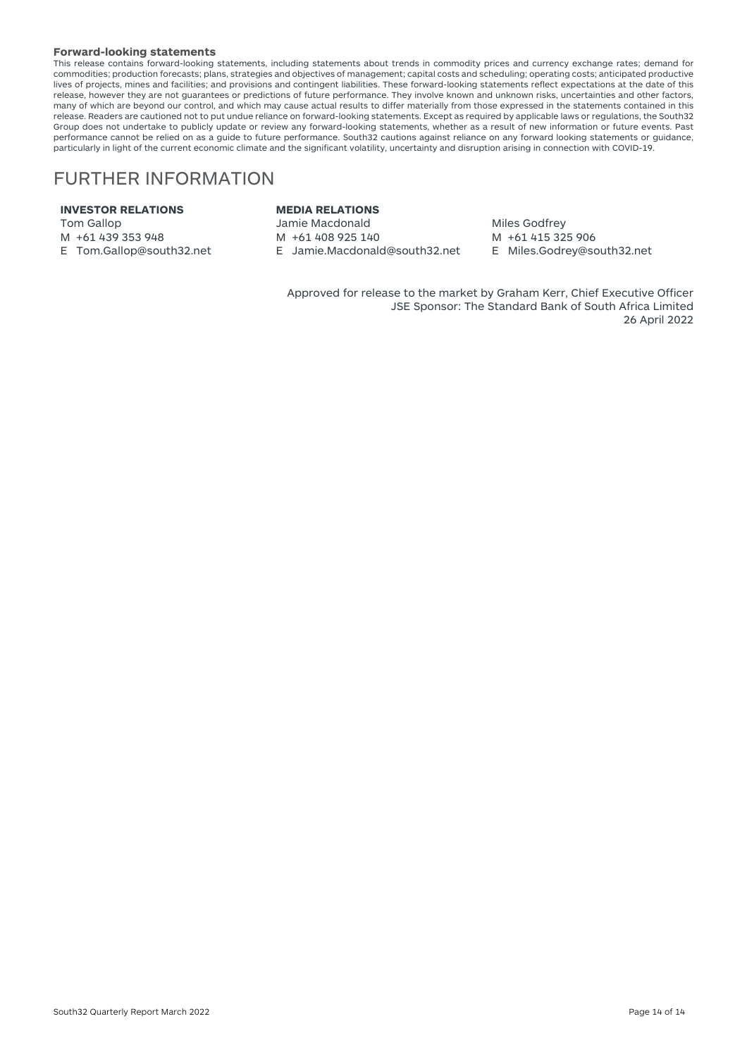**Forward-looking statements**

This release contains forward-looking statements, including statements about trends in commodity prices and currency exchange rates; demand for commodities; production forecasts; plans, strategies and objectives of management; capital costs and scheduling; operating costs; anticipated productive lives of projects, mines and facilities; and provisions and contingent liabilities. These forward-looking statements reflect expectations at the date of this release, however they are not guarantees or predictions of future performance. They involve known and unknown risks, uncertainties and other factors, many of which are beyond our control, and which may cause actual results to differ materially from those expressed in the statements contained in this release. Readers are cautioned not to put undue reliance on forward-looking statements. Except as required by applicable laws or regulations, the South32 Group does not undertake to publicly update or review any forward-looking statements, whether as a result of new information or future events. Past performance cannot be relied on as a guide to future performance. South32 cautions against reliance on any forward looking statements or guidance, particularly in light of the current economic climate and the significant volatility, uncertainty and disruption arising in connection with COVID-19.

# FURTHER INFORMATION

**INVESTOR RELATIONS**

Tom Gallop
M +61 439 353 948
E Tom.Gallop@south32.net

**MEDIA RELATIONS**

Jamie Macdonald
M +61 408 925 140
E Jamie.Macdonald@south32.net

Miles Godfrey
M +61 415 325 906
E Miles.Godrey@south32.net

Approved for release to the market by Graham Kerr, Chief Executive Officer
JSE Sponsor: The Standard Bank of South Africa Limited
26 April 2022